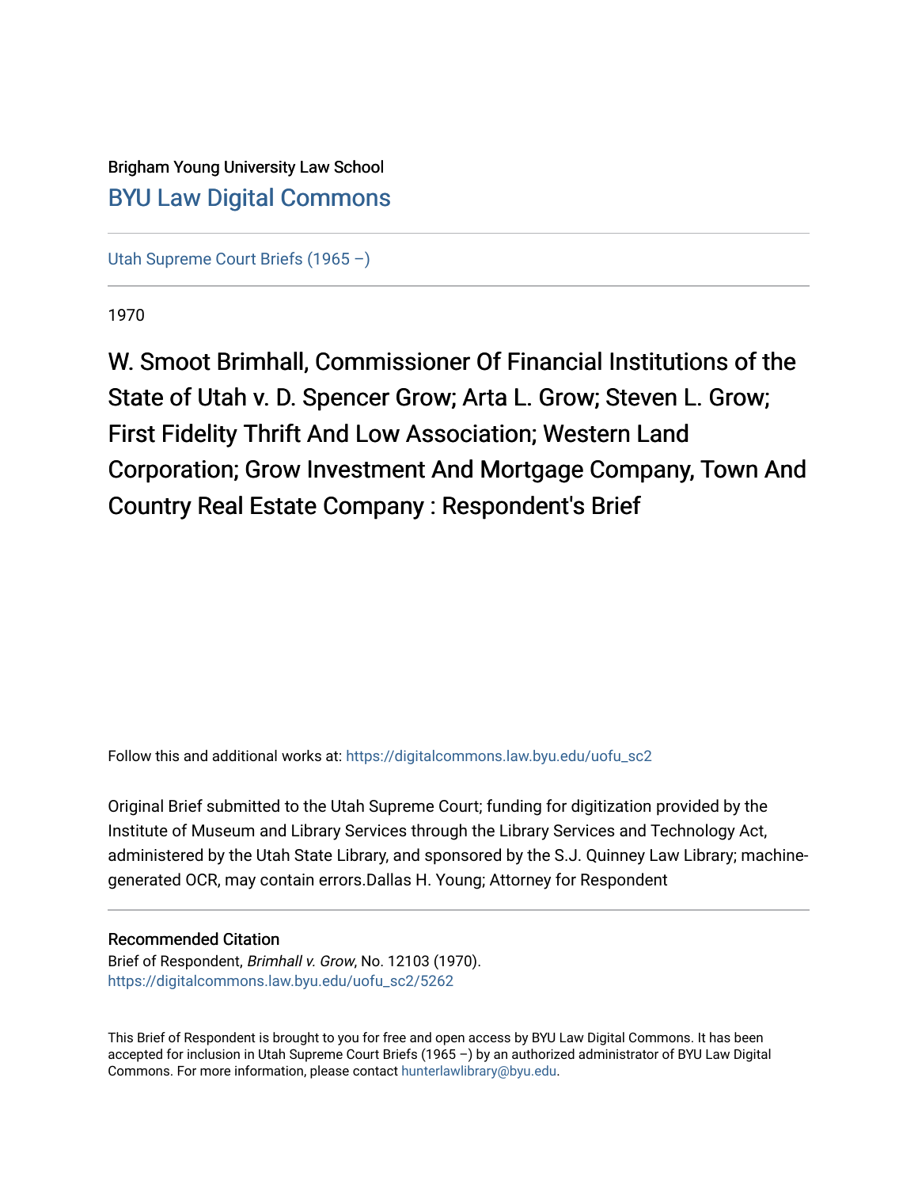Brigham Young University Law School

[BYU Law Digital Commons](https://digitalcommons.law.byu.edu)

---

[Utah Supreme Court Briefs (1965 –)](https://digitalcommons.law.byu.edu/uofu_sc2)

---

1970

# W. Smoot Brimhall, Commissioner Of Financial Institutions of the State of Utah v. D. Spencer Grow; Arta L. Grow; Steven L. Grow; First Fidelity Thrift And Low Association; Western Land Corporation; Grow Investment And Mortgage Company, Town And Country Real Estate Company : Respondent's Brief

Follow this and additional works at: https://digitalcommons.law.byu.edu/uofu_sc2

Original Brief submitted to the Utah Supreme Court; funding for digitization provided by the Institute of Museum and Library Services through the Library Services and Technology Act, administered by the Utah State Library, and sponsored by the S.J. Quinney Law Library; machine-generated OCR, may contain errors.Dallas H. Young; Attorney for Respondent

---

**Recommended Citation**

Brief of Respondent, *Brimhall v. Grow*, No. 12103 (1970).
https://digitalcommons.law.byu.edu/uofu_sc2/5262

---

This Brief of Respondent is brought to you for free and open access by BYU Law Digital Commons. It has been accepted for inclusion in Utah Supreme Court Briefs (1965 –) by an authorized administrator of BYU Law Digital Commons. For more information, please contact hunterlawlibrary@byu.edu.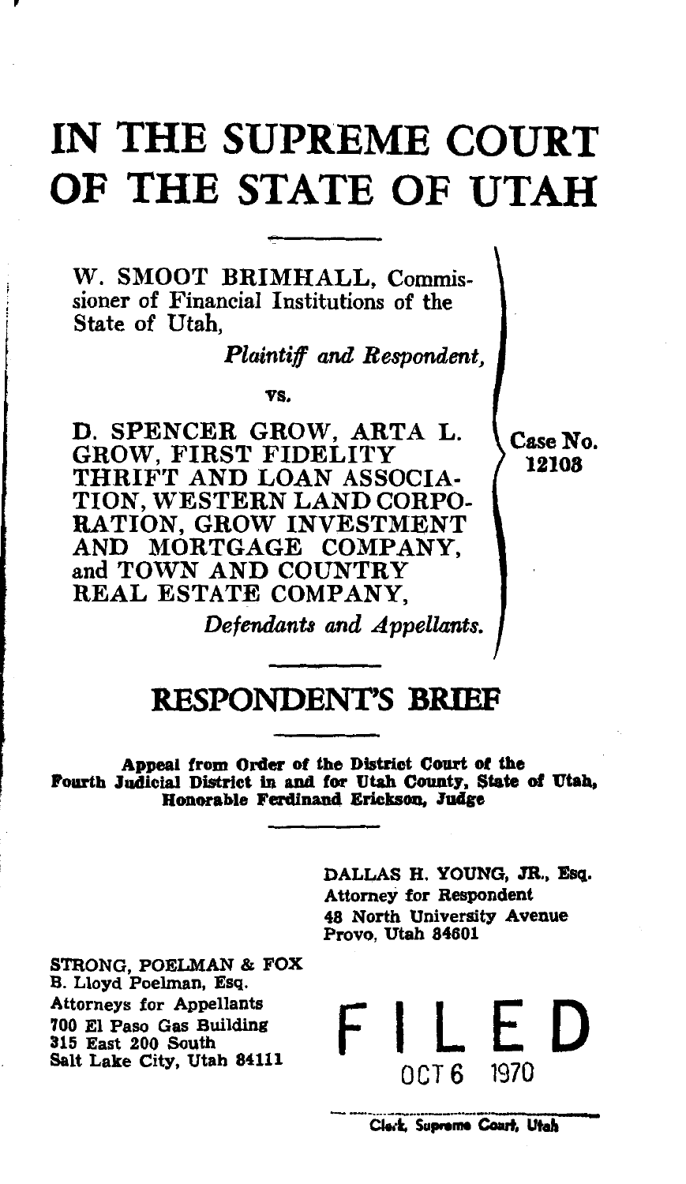# IN THE SUPREME COURT OF THE STATE OF UTAH

W. SMOOT BRIMHALL, Commissioner of Financial Institutions of the State of Utah,

*Plaintiff and Respondent,*

vs.

D. SPENCER GROW, ARTA L. GROW, FIRST FIDELITY THRIFT AND LOAN ASSOCIATION, WESTERN LAND CORPORATION, GROW INVESTMENT AND MORTGAGE COMPANY, and TOWN AND COUNTRY REAL ESTATE COMPANY,

*Defendants and Appellants.*

Case No. 12108

## RESPONDENT'S BRIEF

**Appeal from Order of the District Court of the Fourth Judicial District in and for Utah County, State of Utah, Honorable Ferdinand Erickson, Judge**

DALLAS H. YOUNG, JR., Esq.
Attorney for Respondent
48 North University Avenue
Provo, Utah 84601

STRONG, POELMAN & FOX
B. Lloyd Poelman, Esq.
Attorneys for Appellants
700 El Paso Gas Building
315 East 200 South
Salt Lake City, Utah 84111

FILED
OCT 6 1970
Clerk, Supreme Court, Utah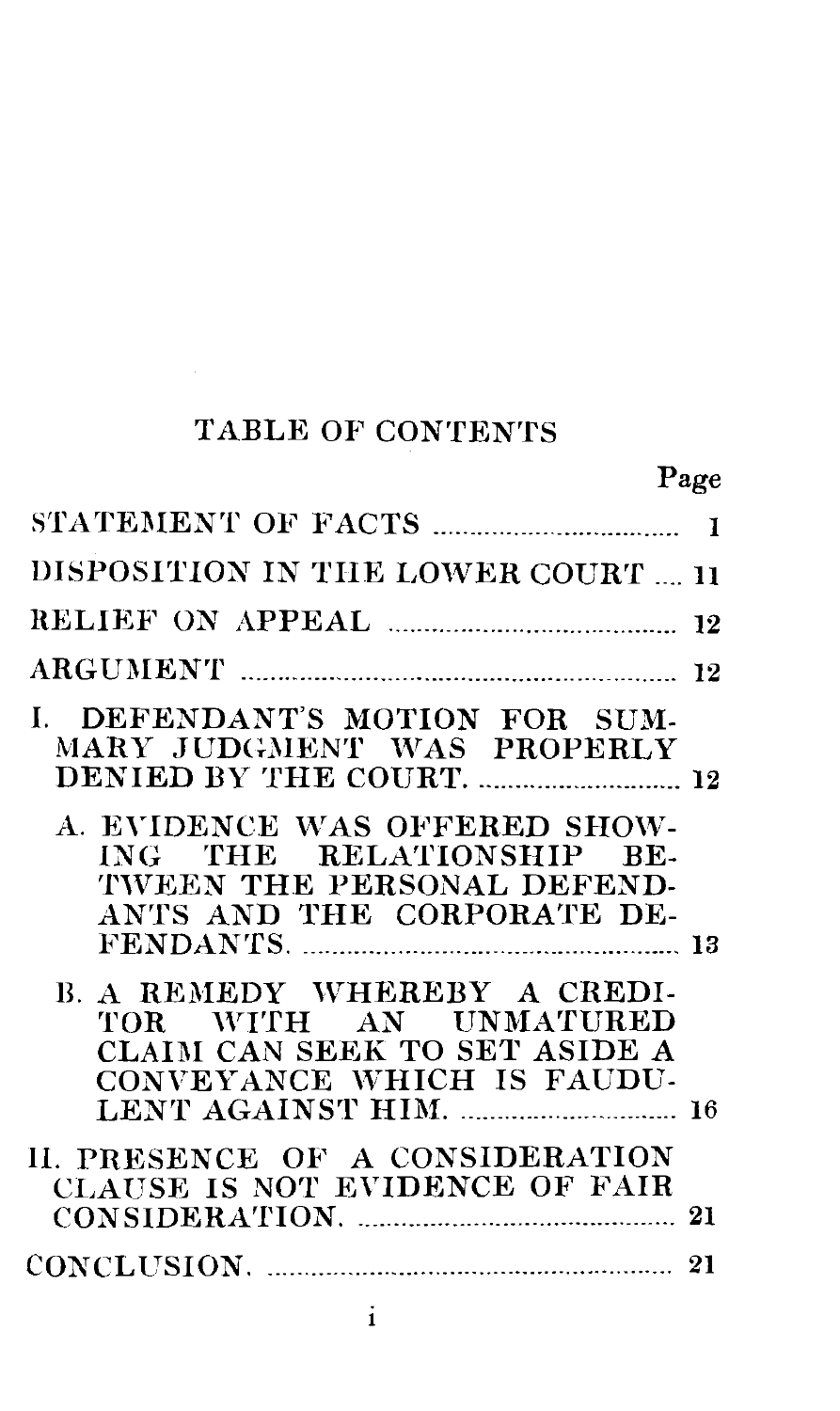# TABLE OF CONTENTS

| | Page |
|---|---|
| STATEMENT OF FACTS | 1 |
| DISPOSITION IN THE LOWER COURT | 11 |
| RELIEF ON APPEAL | 12 |
| ARGUMENT | 12 |
| I. DEFENDANT'S MOTION FOR SUMMARY JUDGMENT WAS PROPERLY DENIED BY THE COURT. | 12 |
| A. EVIDENCE WAS OFFERED SHOWING THE RELATIONSHIP BETWEEN THE PERSONAL DEFENDANTS AND THE CORPORATE DEFENDANTS. | 13 |
| B. A REMEDY WHEREBY A CREDITOR WITH AN UNMATURED CLAIM CAN SEEK TO SET ASIDE A CONVEYANCE WHICH IS FAUDULENT AGAINST HIM. | 16 |
| II. PRESENCE OF A CONSIDERATION CLAUSE IS NOT EVIDENCE OF FAIR CONSIDERATION. | 21 |
| CONCLUSION. | 21 |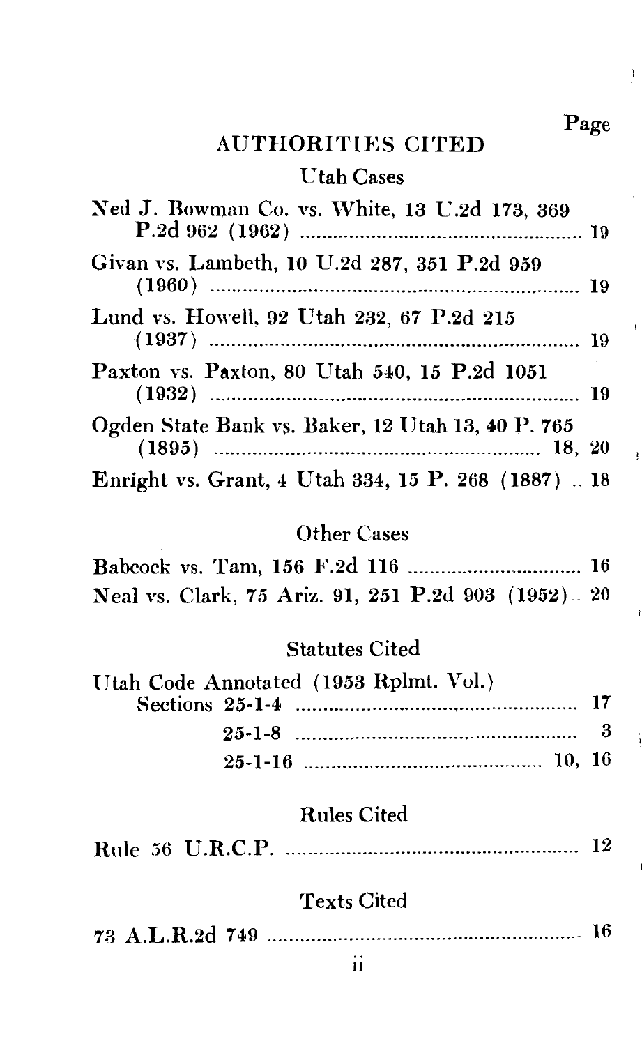## AUTHORITIES CITED

Page

### Utah Cases

Ned J. Bowman Co. vs. White, 13 U.2d 173, 369 P.2d 962 (1962) ........ 19

Givan vs. Lambeth, 10 U.2d 287, 351 P.2d 959 (1960) ........ 19

Lund vs. Howell, 92 Utah 232, 67 P.2d 215 (1937) ........ 19

Paxton vs. Paxton, 80 Utah 540, 15 P.2d 1051 (1932) ........ 19

Ogden State Bank vs. Baker, 12 Utah 13, 40 P. 765 (1895) ........ 18, 20

Enright vs. Grant, 4 Utah 334, 15 P. 268 (1887) .. 18

### Other Cases

Babcock vs. Tam, 156 F.2d 116 ........ 16

Neal vs. Clark, 75 Ariz. 91, 251 P.2d 903 (1952).. 20

### Statutes Cited

Utah Code Annotated (1953 Rplmt. Vol.)
- Sections 25-1-4 ........ 17
- 25-1-8 ........ 3
- 25-1-16 ........ 10, 16

### Rules Cited

Rule 56 U.R.C.P. ........ 12

### Texts Cited

73 A.L.R.2d 749 ........ 16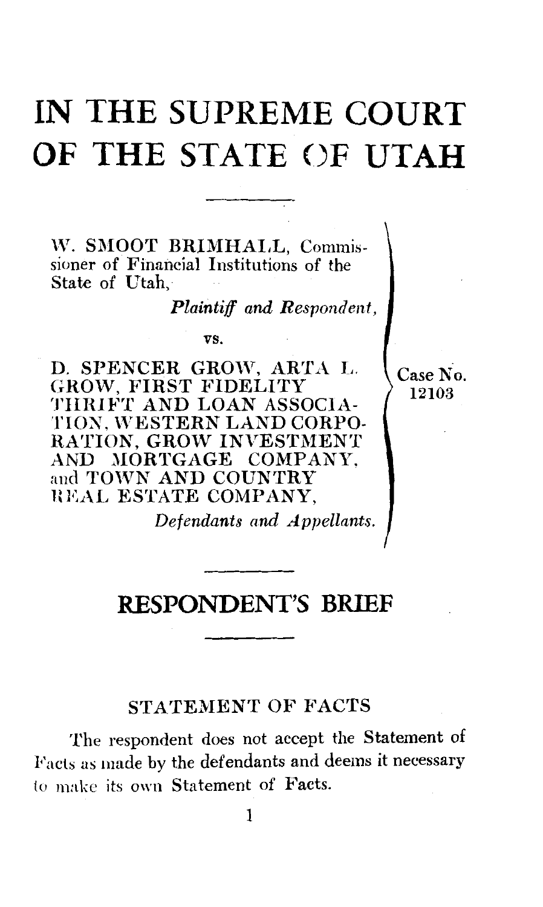# IN THE SUPREME COURT OF THE STATE OF UTAH

W. SMOOT BRIMHALL, Commissioner of Financial Institutions of the State of Utah,

*Plaintiff and Respondent,*

vs.

D. SPENCER GROW, ARTA L. GROW, FIRST FIDELITY THRIFT AND LOAN ASSOCIATION, WESTERN LAND CORPORATION, GROW INVESTMENT AND MORTGAGE COMPANY, and TOWN AND COUNTRY REAL ESTATE COMPANY,

*Defendants and Appellants.*

Case No. 12103

## RESPONDENT'S BRIEF

### STATEMENT OF FACTS

The respondent does not accept the Statement of Facts as made by the defendants and deems it necessary to make its own Statement of Facts.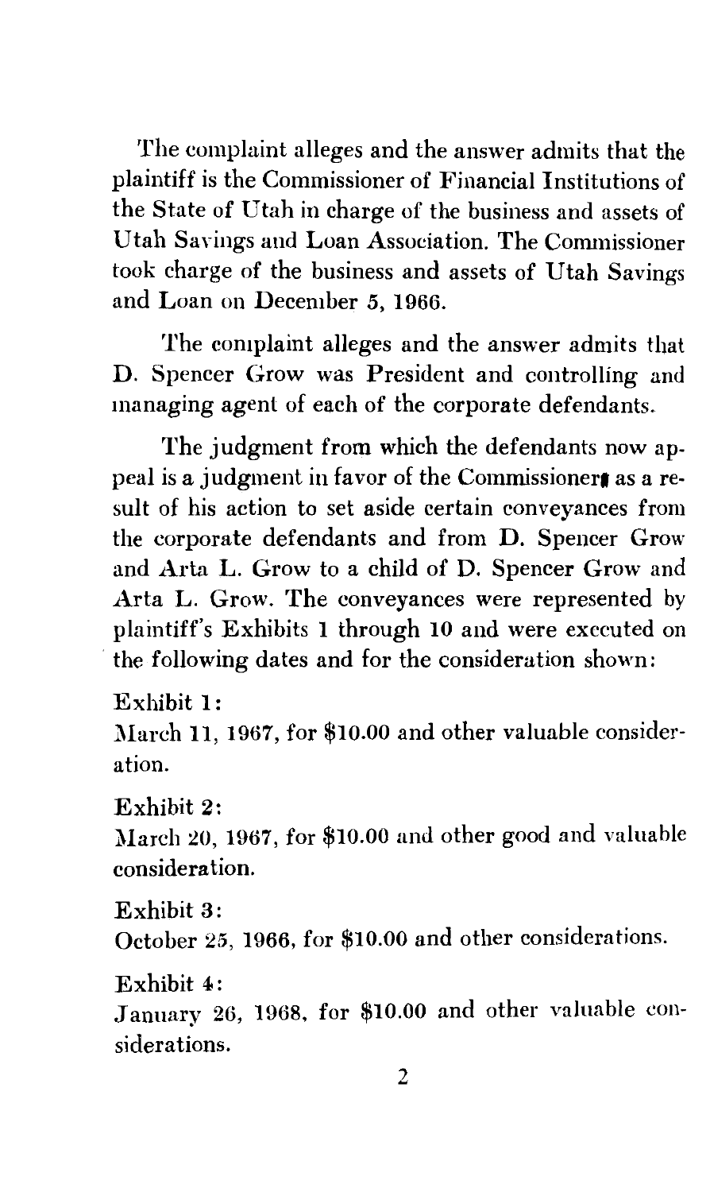The complaint alleges and the answer admits that the plaintiff is the Commissioner of Financial Institutions of the State of Utah in charge of the business and assets of Utah Savings and Loan Association. The Commissioner took charge of the business and assets of Utah Savings and Loan on December 5, 1966.

The complaint alleges and the answer admits that D. Spencer Grow was President and controlling and managing agent of each of the corporate defendants.

The judgment from which the defendants now appeal is a judgment in favor of the Commissioner as a result of his action to set aside certain conveyances from the corporate defendants and from D. Spencer Grow and Arta L. Grow to a child of D. Spencer Grow and Arta L. Grow. The conveyances were represented by plaintiff's Exhibits 1 through 10 and were executed on the following dates and for the consideration shown:

Exhibit 1:
March 11, 1967, for $10.00 and other valuable consideration.

Exhibit 2:
March 20, 1967, for $10.00 and other good and valuable consideration.

Exhibit 3:
October 25, 1966, for $10.00 and other considerations.

Exhibit 4:
January 26, 1968, for $10.00 and other valuable considerations.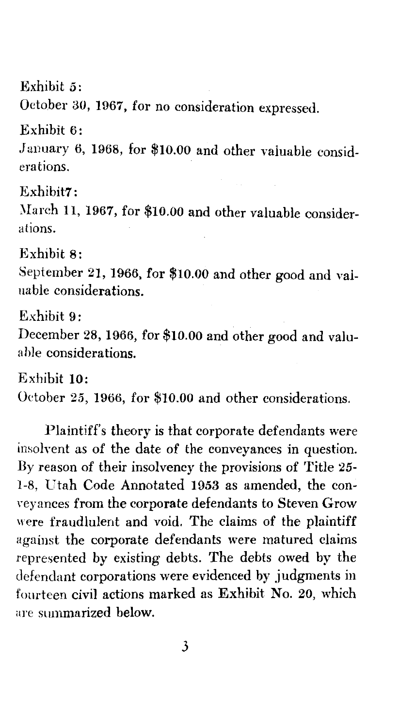Exhibit 5:

October 30, 1967, for no consideration expressed.

Exhibit 6:

January 6, 1968, for $10.00 and other valuable considerations.

Exhibit7:

March 11, 1967, for $10.00 and other valuable considerations.

Exhibit 8:

September 21, 1966, for $10.00 and other good and valuable considerations.

Exhibit 9:

December 28, 1966, for $10.00 and other good and valuable considerations.

Exhibit 10:

October 25, 1966, for $10.00 and other considerations.

Plaintiff's theory is that corporate defendants were insolvent as of the date of the conveyances in question. By reason of their insolvency the provisions of Title 25-1-8, Utah Code Annotated 1953 as amended, the conveyances from the corporate defendants to Steven Grow were fraudlulent and void. The claims of the plaintiff against the corporate defendants were matured claims represented by existing debts. The debts owed by the defendant corporations were evidenced by judgments in fourteen civil actions marked as Exhibit No. 20, which are summarized below.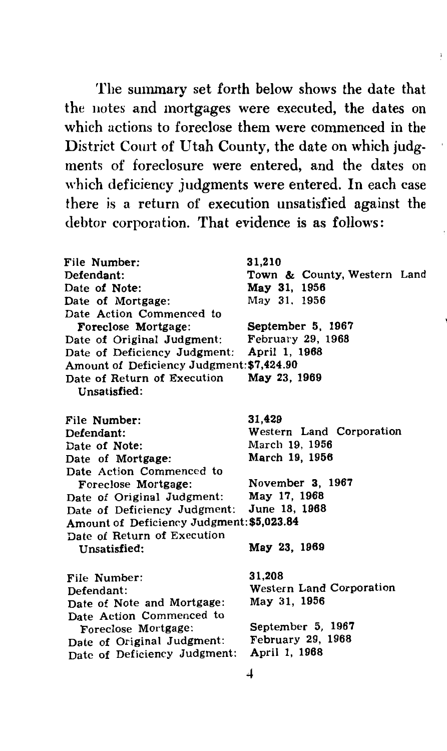The summary set forth below shows the date that the notes and mortgages were executed, the dates on which actions to foreclose them were commenced in the District Court of Utah County, the date on which judgments of foreclosure were entered, and the dates on which deficiency judgments were entered. In each case there is a return of execution unsatisfied against the debtor corporation. That evidence is as follows:

| | |
|---|---|
| File Number: | 31,210 |
| Defendant: | Town & County, Western Land |
| Date of Note: | May 31, 1956 |
| Date of Mortgage: | May 31, 1956 |
| Date Action Commenced to Foreclose Mortgage: | September 5, 1967 |
| Date of Original Judgment: | February 29, 1968 |
| Date of Deficiency Judgment: | April 1, 1968 |
| Amount of Deficiency Judgment: | $7,424.90 |
| Date of Return of Execution Unsatisfied: | May 23, 1969 |

| | |
|---|---|
| File Number: | 31,429 |
| Defendant: | Western Land Corporation |
| Date of Note: | March 19, 1956 |
| Date of Mortgage: | March 19, 1956 |
| Date Action Commenced to Foreclose Mortgage: | November 3, 1967 |
| Date of Original Judgment: | May 17, 1968 |
| Date of Deficiency Judgment: | June 18, 1968 |
| Amount of Deficiency Judgment: | $5,023.84 |
| Date of Return of Execution Unsatisfied: | May 23, 1969 |

| | |
|---|---|
| File Number: | 31,208 |
| Defendant: | Western Land Corporation |
| Date of Note and Mortgage: | May 31, 1956 |
| Date Action Commenced to Foreclose Mortgage: | September 5, 1967 |
| Date of Original Judgment: | February 29, 1968 |
| Date of Deficiency Judgment: | April 1, 1968 |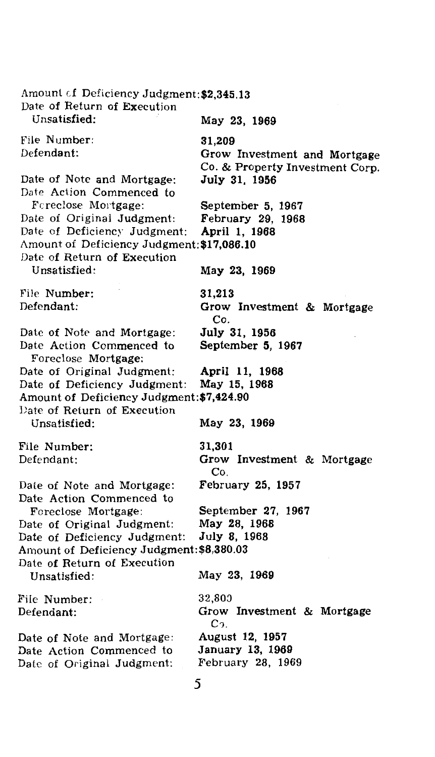Amount of Deficiency Judgment: **$2,345.13**
Date of Return of Execution Unsatisfied: **May 23, 1969**

File Number: **31,209**
Defendant: **Grow Investment and Mortgage Co. & Property Investment Corp.**
Date of Note and Mortgage: **July 31, 1956**
Date Action Commenced to Foreclose Mortgage: **September 5, 1967**
Date of Original Judgment: **February 29, 1968**
Date of Deficiency Judgment: **April 1, 1968**
Amount of Deficiency Judgment: **$17,086.10**
Date of Return of Execution Unsatisfied: **May 23, 1969**

File Number: **31,213**
Defendant: **Grow Investment & Mortgage Co.**
Date of Note and Mortgage: **July 31, 1956**
Date Action Commenced to Foreclose Mortgage: **September 5, 1967**
Date of Original Judgment: **April 11, 1968**
Date of Deficiency Judgment: **May 15, 1968**
Amount of Deficiency Judgment: **$7,424.90**
Date of Return of Execution Unsatisfied: **May 23, 1969**

File Number: **31,301**
Defendant: **Grow Investment & Mortgage Co.**
Date of Note and Mortgage: **February 25, 1957**
Date Action Commenced to Foreclose Mortgage: **September 27, 1967**
Date of Original Judgment: **May 28, 1968**
Date of Deficiency Judgment: **July 8, 1968**
Amount of Deficiency Judgment: **$8,380.03**
Date of Return of Execution Unsatisfied: **May 23, 1969**

File Number: **32,800**
Defendant: **Grow Investment & Mortgage Co.**
Date of Note and Mortgage: **August 12, 1957**
Date Action Commenced to: **January 13, 1969**
Date of Original Judgment: **February 28, 1969**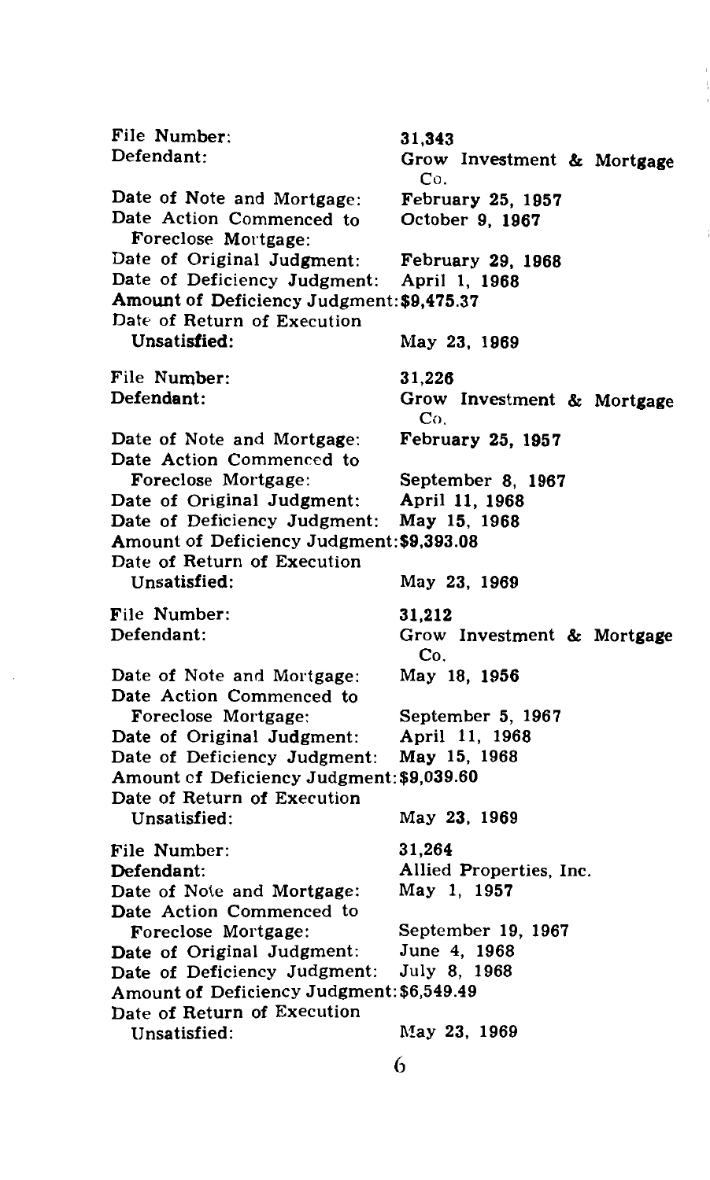File Number: 31,343
Defendant: Grow Investment & Mortgage Co.
Date of Note and Mortgage: February 25, 1957
Date Action Commenced to Foreclose Mortgage: October 9, 1967
Date of Original Judgment: February 29, 1968
Date of Deficiency Judgment: April 1, 1968
**Amount of Deficiency Judgment:** $9,475.37
Date of Return of Execution **Unsatisfied:** May 23, 1969

File Number: 31,226
Defendant: Grow Investment & Mortgage Co.
Date of Note and Mortgage: February 25, 1957
Date Action Commenced to Foreclose Mortgage: September 8, 1967
Date of Original Judgment: April 11, 1968
Date of Deficiency Judgment: May 15, 1968
Amount of Deficiency Judgment: $9,393.08
Date of Return of Execution Unsatisfied: May 23, 1969

File Number: 31,212
Defendant: Grow Investment & Mortgage Co.
Date of Note and Mortgage: May 18, 1956
Date Action Commenced to Foreclose Mortgage: September 5, 1967
Date of Original Judgment: April 11, 1968
Date of Deficiency Judgment: May 15, 1968
Amount of Deficiency Judgment: $9,039.60
Date of Return of Execution Unsatisfied: May 23, 1969

File Number: 31,264
Defendant: Allied Properties, Inc.
Date of Note and Mortgage: May 1, 1957
Date Action Commenced to Foreclose Mortgage: September 19, 1967
Date of Original Judgment: June 4, 1968
Date of Deficiency Judgment: July 8, 1968
Amount of Deficiency Judgment: $6,549.49
Date of Return of Execution Unsatisfied: May 23, 1969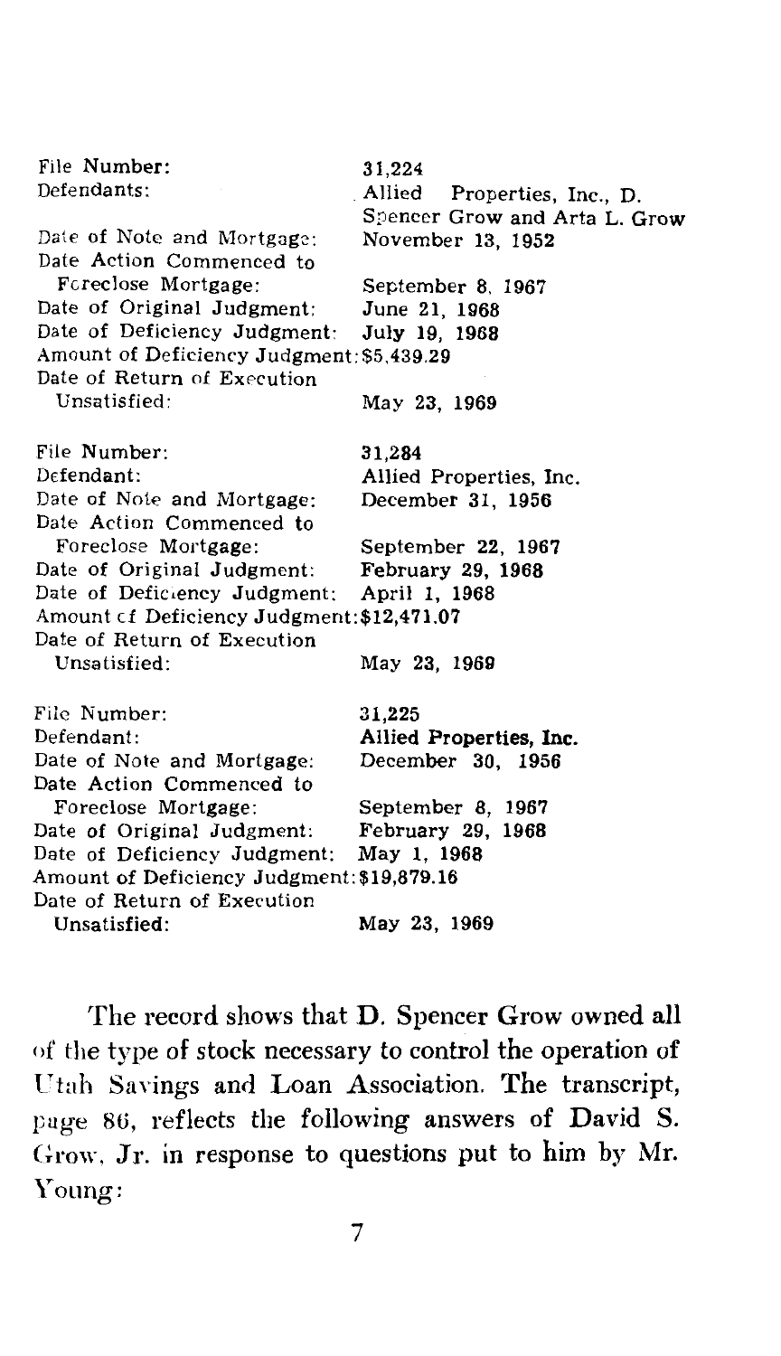| | |
|---|---|
| File Number: | 31,224 |
| Defendants: | Allied Properties, Inc., D. Spencer Grow and Arta L. Grow |
| Date of Note and Mortgage: | November 13, 1952 |
| Date Action Commenced to Foreclose Mortgage: | September 8, 1967 |
| Date of Original Judgment: | June 21, 1968 |
| Date of Deficiency Judgment: | July 19, 1968 |
| Amount of Deficiency Judgment: | $5,439.29 |
| Date of Return of Execution Unsatisfied: | May 23, 1969 |

| | |
|---|---|
| File Number: | 31,284 |
| Defendant: | Allied Properties, Inc. |
| Date of Note and Mortgage: | December 31, 1956 |
| Date Action Commenced to Foreclose Mortgage: | September 22, 1967 |
| Date of Original Judgment: | February 29, 1968 |
| Date of Deficiency Judgment: | April 1, 1968 |
| Amount of Deficiency Judgment: | $12,471.07 |
| Date of Return of Execution Unsatisfied: | May 23, 1969 |

| | |
|---|---|
| File Number: | 31,225 |
| Defendant: | Allied Properties, Inc. |
| Date of Note and Mortgage: | December 30, 1956 |
| Date Action Commenced to Foreclose Mortgage: | September 8, 1967 |
| Date of Original Judgment: | February 29, 1968 |
| Date of Deficiency Judgment: | May 1, 1968 |
| Amount of Deficiency Judgment: | $19,879.16 |
| Date of Return of Execution Unsatisfied: | May 23, 1969 |

The record shows that D. Spencer Grow owned all of the type of stock necessary to control the operation of Utah Savings and Loan Association. The transcript, page 86, reflects the following answers of David S. Grow, Jr. in response to questions put to him by Mr. Young: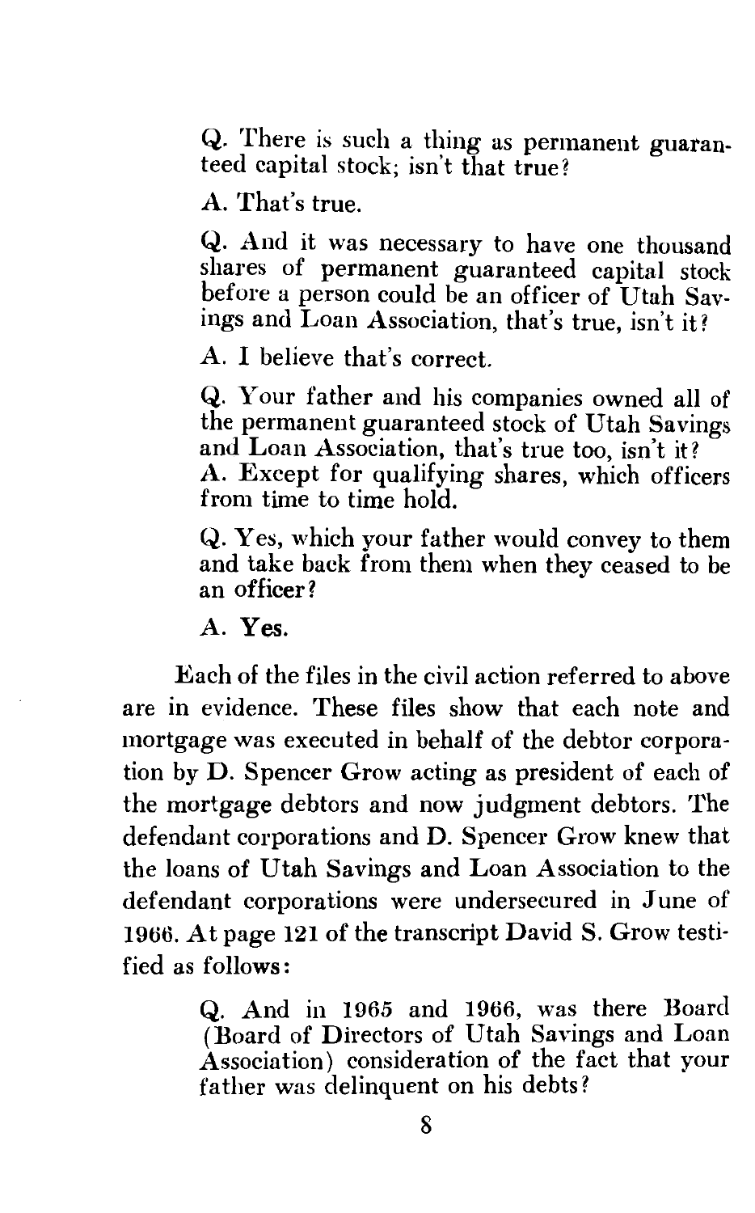> Q. There is such a thing as permanent guaranteed capital stock; isn't that true?
>
> A. That's true.
>
> Q. And it was necessary to have one thousand shares of permanent guaranteed capital stock before a person could be an officer of Utah Savings and Loan Association, that's true, isn't it?
>
> A. I believe that's correct.
>
> Q. Your father and his companies owned all of the permanent guaranteed stock of Utah Savings and Loan Association, that's true too, isn't it?
>
> A. Except for qualifying shares, which officers from time to time hold.
>
> Q. Yes, which your father would convey to them and take back from them when they ceased to be an officer?
>
> A. Yes.

Each of the files in the civil action referred to above are in evidence. These files show that each note and mortgage was executed in behalf of the debtor corporation by D. Spencer Grow acting as president of each of the mortgage debtors and now judgment debtors. The defendant corporations and D. Spencer Grow knew that the loans of Utah Savings and Loan Association to the defendant corporations were undersecured in June of 1966. At page 121 of the transcript David S. Grow testified as follows:

> Q. And in 1965 and 1966, was there Board (Board of Directors of Utah Savings and Loan Association) consideration of the fact that your father was delinquent on his debts?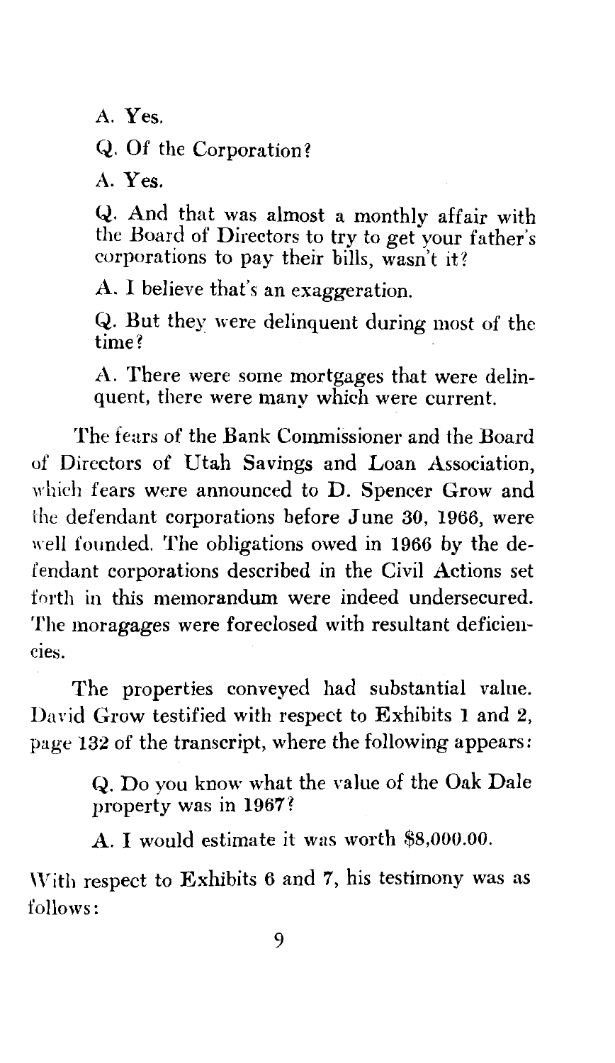> A. Yes.
>
> Q. Of the Corporation?
>
> A. Yes.
>
> Q. And that was almost a monthly affair with the Board of Directors to try to get your father's corporations to pay their bills, wasn't it?
>
> A. I believe that's an exaggeration.
>
> Q. But they were delinquent during most of the time?
>
> A. There were some mortgages that were delinquent, there were many which were current.

The fears of the Bank Commissioner and the Board of Directors of Utah Savings and Loan Association, which fears were announced to D. Spencer Grow and the defendant corporations before June 30, 1966, were well founded. The obligations owed in 1966 by the defendant corporations described in the Civil Actions set forth in this memorandum were indeed undersecured. The moragages were foreclosed with resultant deficiencies.

The properties conveyed had substantial value. David Grow testified with respect to Exhibits 1 and 2, page 132 of the transcript, where the following appears:

> Q. Do you know what the value of the Oak Dale property was in 1967?
>
> A. I would estimate it was worth $8,000.00.

With respect to Exhibits 6 and 7, his testimony was as follows: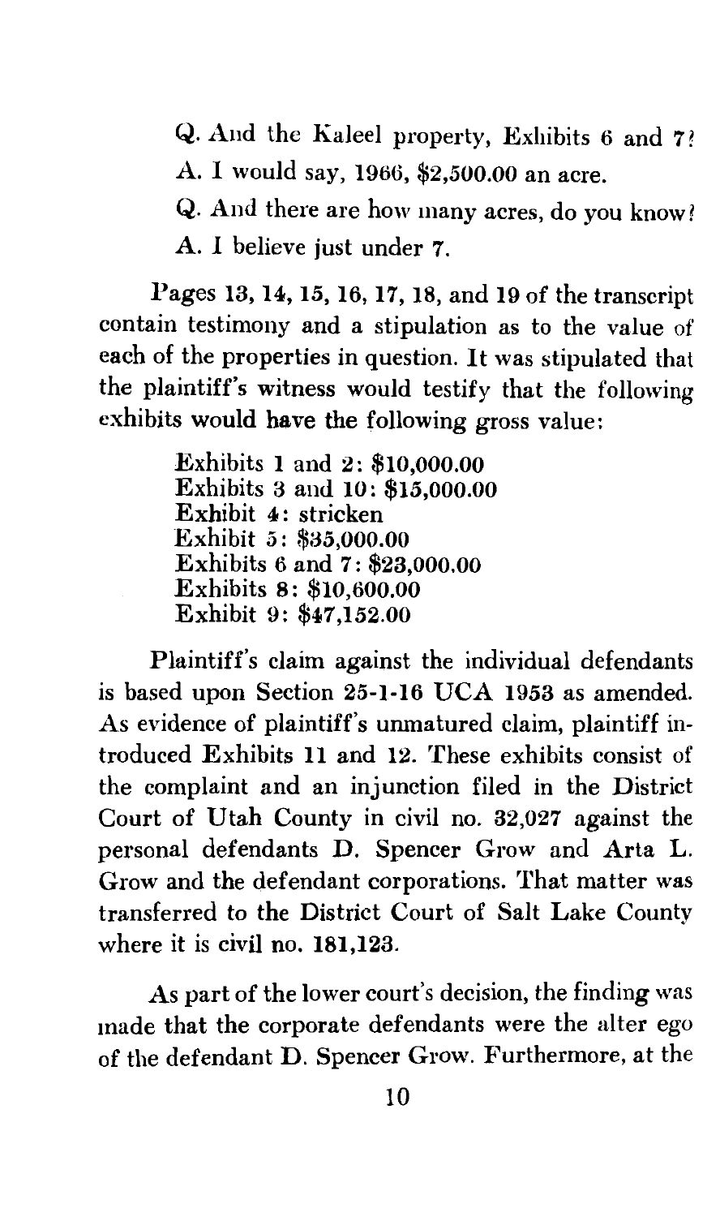Q. And the Kaleel property, Exhibits 6 and 7?

A. I would say, 1966, $2,500.00 an acre.

Q. And there are how many acres, do you know?

A. I believe just under 7.

Pages 13, 14, 15, 16, 17, 18, and 19 of the transcript contain testimony and a stipulation as to the value of each of the properties in question. It was stipulated that the plaintiff's witness would testify that the following exhibits would have the following gross value:

> Exhibits 1 and 2: $10,000.00
> Exhibits 3 and 10: $15,000.00
> Exhibit 4: stricken
> Exhibit 5: $35,000.00
> Exhibits 6 and 7: $23,000.00
> Exhibits 8: $10,600.00
> Exhibit 9: $47,152.00

Plaintiff's claim against the individual defendants is based upon Section 25-1-16 UCA 1953 as amended. As evidence of plaintiff's unmatured claim, plaintiff introduced Exhibits 11 and 12. These exhibits consist of the complaint and an injunction filed in the District Court of Utah County in civil no. 32,027 against the personal defendants D. Spencer Grow and Arta L. Grow and the defendant corporations. That matter was transferred to the District Court of Salt Lake County where it is civil no. 181,123.

As part of the lower court's decision, the finding was made that the corporate defendants were the alter ego of the defendant D. Spencer Grow. Furthermore, at the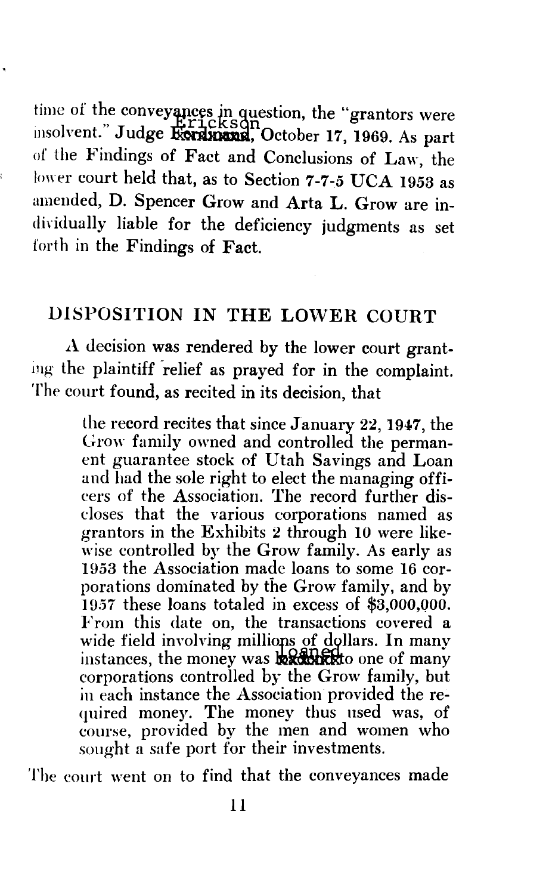time of the conveyances in question, the "grantors were insolvent." Judge Erickson, October 17, 1969. As part of the Findings of Fact and Conclusions of Law, the lower court held that, as to Section 7-7-5 UCA 1953 as amended, D. Spencer Grow and Arta L. Grow are individually liable for the deficiency judgments as set forth in the Findings of Fact.

## DISPOSITION IN THE LOWER COURT

A decision was rendered by the lower court granting the plaintiff relief as prayed for in the complaint. The court found, as recited in its decision, that

> the record recites that since January 22, 1947, the Grow family owned and controlled the permanent guarantee stock of Utah Savings and Loan and had the sole right to elect the managing officers of the Association. The record further discloses that the various corporations named as grantors in the Exhibits 2 through 10 were likewise controlled by the Grow family. As early as 1953 the Association made loans to some 16 corporations dominated by the Grow family, and by 1957 these loans totaled in excess of $3,000,000. From this date on, the transactions covered a wide field involving millions of dollars. In many instances, the money was loaned to one of many corporations controlled by the Grow family, but in each instance the Association provided the required money. The money thus used was, of course, provided by the men and women who sought a safe port for their investments.

The court went on to find that the conveyances made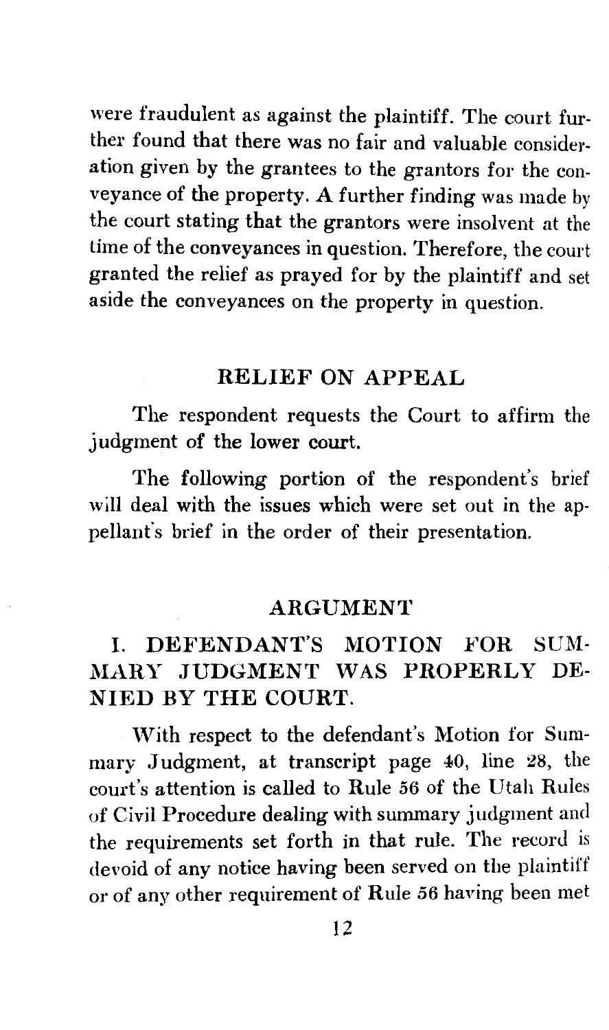were fraudulent as against the plaintiff. The court further found that there was no fair and valuable consideration given by the grantees to the grantors for the conveyance of the property. A further finding was made by the court stating that the grantors were insolvent at the time of the conveyances in question. Therefore, the court granted the relief as prayed for by the plaintiff and set aside the conveyances on the property in question.

## RELIEF ON APPEAL

The respondent requests the Court to affirm the judgment of the lower court.

The following portion of the respondent's brief will deal with the issues which were set out in the appellant's brief in the order of their presentation.

## ARGUMENT

### I. DEFENDANT'S MOTION FOR SUMMARY JUDGMENT WAS PROPERLY DENIED BY THE COURT.

With respect to the defendant's Motion for Summary Judgment, at transcript page 40, line 28, the court's attention is called to Rule 56 of the Utah Rules of Civil Procedure dealing with summary judgment and the requirements set forth in that rule. The record is devoid of any notice having been served on the plaintiff or of any other requirement of Rule 56 having been met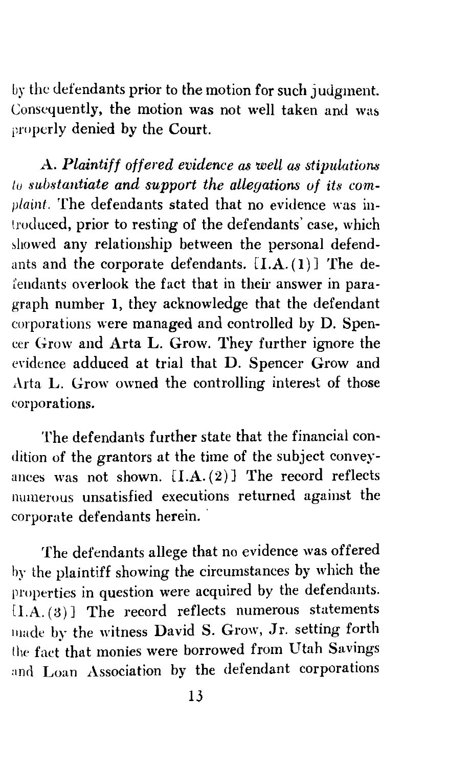by the defendants prior to the motion for such judgment. Consequently, the motion was not well taken and was properly denied by the Court.

A. *Plaintiff offered evidence as well as stipulations to substantiate and support the allegations of its complaint.* The defendants stated that no evidence was introduced, prior to resting of the defendants' case, which showed any relationship between the personal defendants and the corporate defendants. [I.A.(1)] The defendants overlook the fact that in their answer in paragraph number 1, they acknowledge that the defendant corporations were managed and controlled by D. Spencer Grow and Arta L. Grow. They further ignore the evidence adduced at trial that D. Spencer Grow and Arta L. Grow owned the controlling interest of those corporations.

The defendants further state that the financial condition of the grantors at the time of the subject conveyances was not shown. [I.A.(2)] The record reflects numerous unsatisfied executions returned against the corporate defendants herein.

The defendants allege that no evidence was offered by the plaintiff showing the circumstances by which the properties in question were acquired by the defendants. [I.A.(3)] The record reflects numerous statements made by the witness David S. Grow, Jr. setting forth the fact that monies were borrowed from Utah Savings and Loan Association by the defendant corporations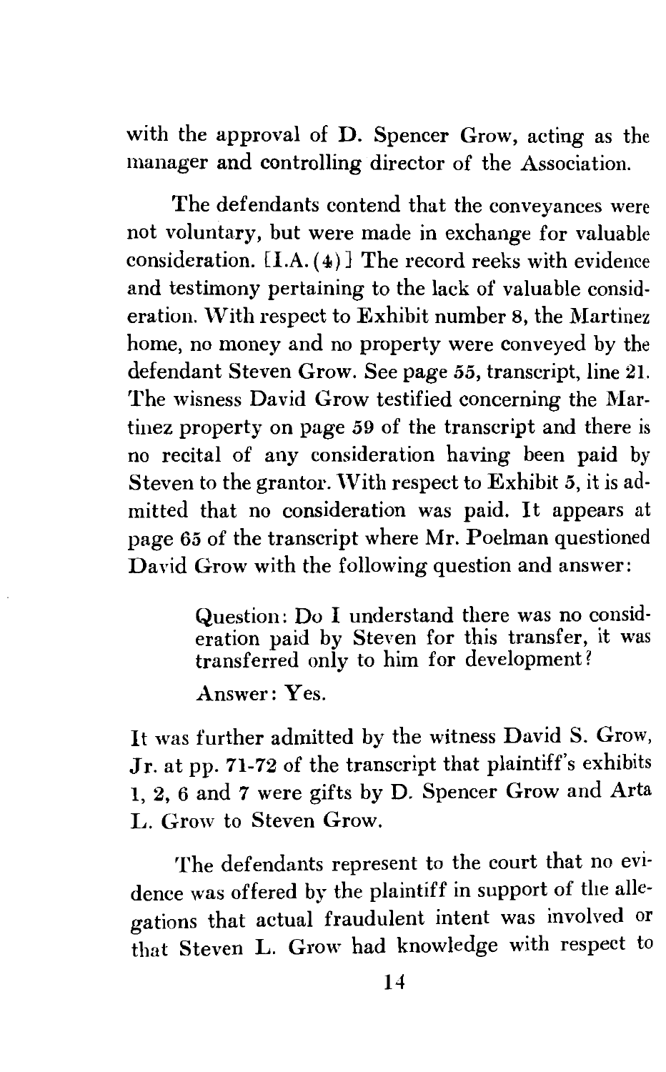with the approval of D. Spencer Grow, acting as the manager and controlling director of the Association.

The defendants contend that the conveyances were not voluntary, but were made in exchange for valuable consideration. [I.A. (4)] The record reeks with evidence and testimony pertaining to the lack of valuable consideration. With respect to Exhibit number 8, the Martinez home, no money and no property were conveyed by the defendant Steven Grow. See page 55, transcript, line 21. The wisness David Grow testified concerning the Martinez property on page 59 of the transcript and there is no recital of any consideration having been paid by Steven to the grantor. With respect to Exhibit 5, it is admitted that no consideration was paid. It appears at page 65 of the transcript where Mr. Poelman questioned David Grow with the following question and answer:

> Question: Do I understand there was no consideration paid by Steven for this transfer, it was transferred only to him for development?
>
> Answer: Yes.

It was further admitted by the witness David S. Grow, Jr. at pp. 71-72 of the transcript that plaintiff's exhibits 1, 2, 6 and 7 were gifts by D. Spencer Grow and Arta L. Grow to Steven Grow.

The defendants represent to the court that no evidence was offered by the plaintiff in support of the allegations that actual fraudulent intent was involved or that Steven L. Grow had knowledge with respect to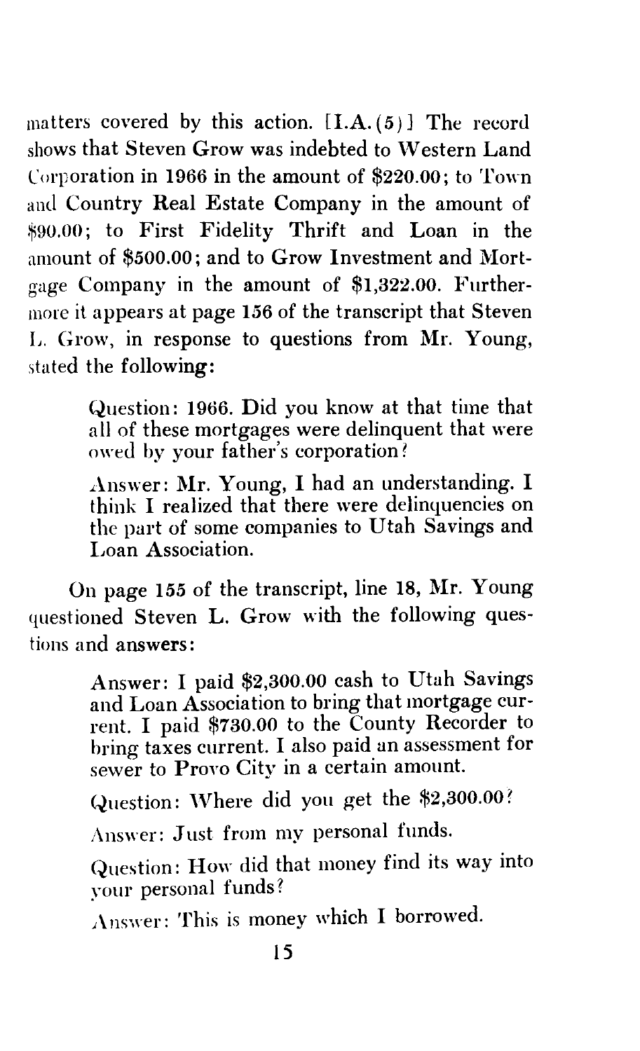matters covered by this action. [I.A.(5)] The record shows that Steven Grow was indebted to Western Land Corporation in 1966 in the amount of $220.00; to Town and Country Real Estate Company in the amount of $90.00; to First Fidelity Thrift and Loan in the amount of $500.00; and to Grow Investment and Mortgage Company in the amount of $1,322.00. Furthermore it appears at page 156 of the transcript that Steven L. Grow, in response to questions from Mr. Young, stated the following:

> Question: 1966. Did you know at that time that all of these mortgages were delinquent that were owed by your father's corporation?
>
> Answer: Mr. Young, I had an understanding. I think I realized that there were delinquencies on the part of some companies to Utah Savings and Loan Association.

On page 155 of the transcript, line 18, Mr. Young questioned Steven L. Grow with the following questions and answers:

> Answer: I paid $2,300.00 cash to Utah Savings and Loan Association to bring that mortgage current. I paid $730.00 to the County Recorder to bring taxes current. I also paid an assessment for sewer to Provo City in a certain amount.
>
> Question: Where did you get the $2,300.00?
>
> Answer: Just from my personal funds.
>
> Question: How did that money find its way into your personal funds?
>
> Answer: This is money which I borrowed.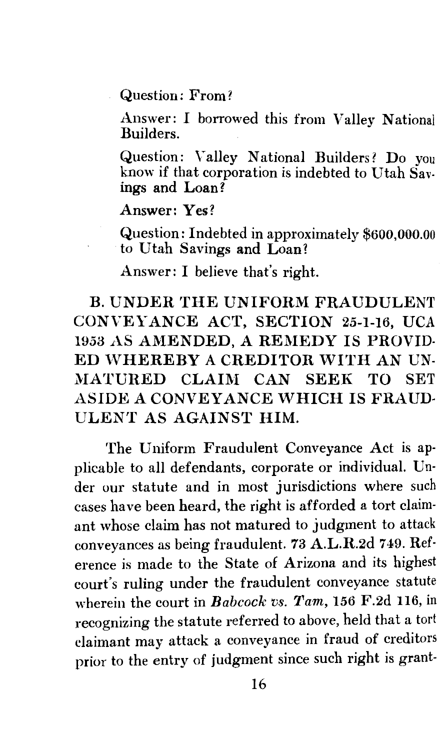Question: From?

Answer: I borrowed this from Valley National Builders.

Question: Valley National Builders? Do you know if that corporation is indebted to Utah Savings and Loan?

Answer: Yes?

Question: Indebted in approximately $600,000.00 to Utah Savings and Loan?

Answer: I believe that's right.

## B. UNDER THE UNIFORM FRAUDULENT CONVEYANCE ACT, SECTION 25-1-16, UCA 1953 AS AMENDED, A REMEDY IS PROVIDED WHEREBY A CREDITOR WITH AN UNMATURED CLAIM CAN SEEK TO SET ASIDE A CONVEYANCE WHICH IS FRAUDULENT AS AGAINST HIM.

The Uniform Fraudulent Conveyance Act is applicable to all defendants, corporate or individual. Under our statute and in most jurisdictions where such cases have been heard, the right is afforded a tort claimant whose claim has not matured to judgment to attack conveyances as being fraudulent. 73 A.L.R.2d 749. Reference is made to the State of Arizona and its highest court's ruling under the fraudulent conveyance statute wherein the court in ***Babcock vs. Tam***, 156 F.2d 116, in recognizing the statute referred to above, held that a tort claimant may attack a conveyance in fraud of creditors prior to the entry of judgment since such right is grant-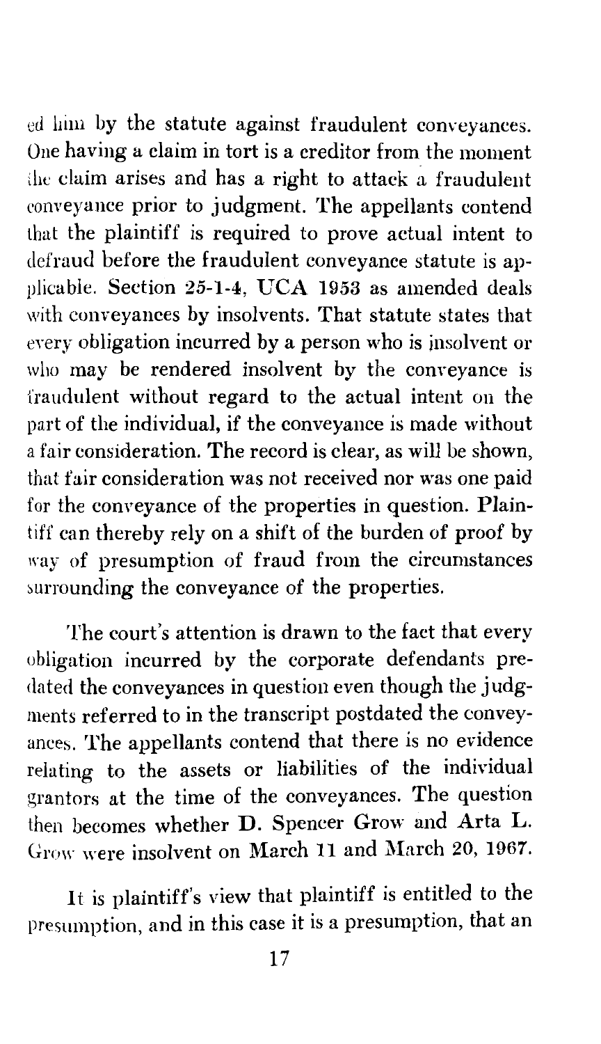ed him by the statute against fraudulent conveyances. One having a claim in tort is a creditor from the moment the claim arises and has a right to attack a fraudulent conveyance prior to judgment. The appellants contend that the plaintiff is required to prove actual intent to defraud before the fraudulent conveyance statute is applicable. Section 25-1-4, UCA 1953 as amended deals with conveyances by insolvents. That statute states that every obligation incurred by a person who is insolvent or who may be rendered insolvent by the conveyance is fraudulent without regard to the actual intent on the part of the individual, if the conveyance is made without a fair consideration. The record is clear, as will be shown, that fair consideration was not received nor was one paid for the conveyance of the properties in question. Plaintiff can thereby rely on a shift of the burden of proof by way of presumption of fraud from the circumstances surrounding the conveyance of the properties.

The court's attention is drawn to the fact that every obligation incurred by the corporate defendants predated the conveyances in question even though the judgments referred to in the transcript postdated the conveyances. The appellants contend that there is no evidence relating to the assets or liabilities of the individual grantors at the time of the conveyances. The question then becomes whether D. Spencer Grow and Arta L. Grow were insolvent on March 11 and March 20, 1967.

It is plaintiff's view that plaintiff is entitled to the presumption, and in this case it is a presumption, that an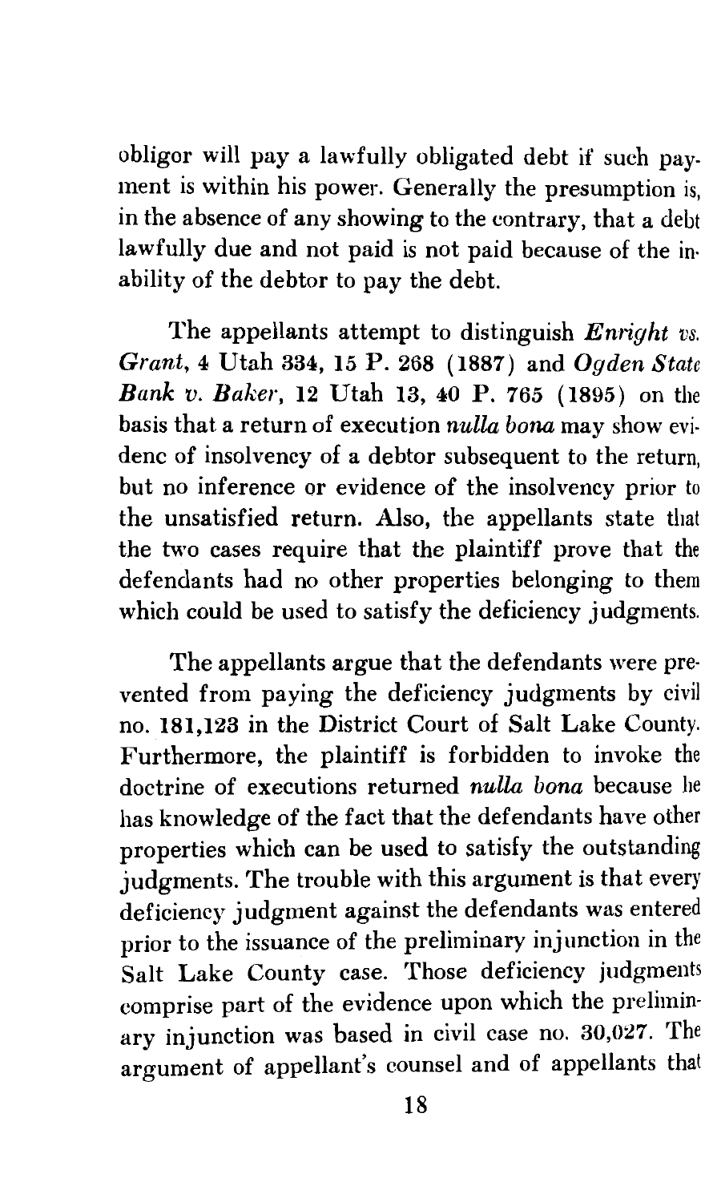obligor will pay a lawfully obligated debt if such payment is within his power. Generally the presumption is, in the absence of any showing to the contrary, that a debt lawfully due and not paid is not paid because of the inability of the debtor to pay the debt.

The appellants attempt to distinguish *Enright vs. Grant*, 4 Utah 334, 15 P. 268 (1887) and *Ogden State Bank v. Baker*, 12 Utah 13, 40 P. 765 (1895) on the basis that a return of execution *nulla bona* may show evidenc of insolvency of a debtor subsequent to the return, but no inference or evidence of the insolvency prior to the unsatisfied return. Also, the appellants state that the two cases require that the plaintiff prove that the defendants had no other properties belonging to them which could be used to satisfy the deficiency judgments.

The appellants argue that the defendants were prevented from paying the deficiency judgments by civil no. 181,123 in the District Court of Salt Lake County. Furthermore, the plaintiff is forbidden to invoke the doctrine of executions returned *nulla bona* because he has knowledge of the fact that the defendants have other properties which can be used to satisfy the outstanding judgments. The trouble with this argument is that every deficiency judgment against the defendants was entered prior to the issuance of the preliminary injunction in the Salt Lake County case. Those deficiency judgments comprise part of the evidence upon which the preliminary injunction was based in civil case no. 30,027. The argument of appellant's counsel and of appellants that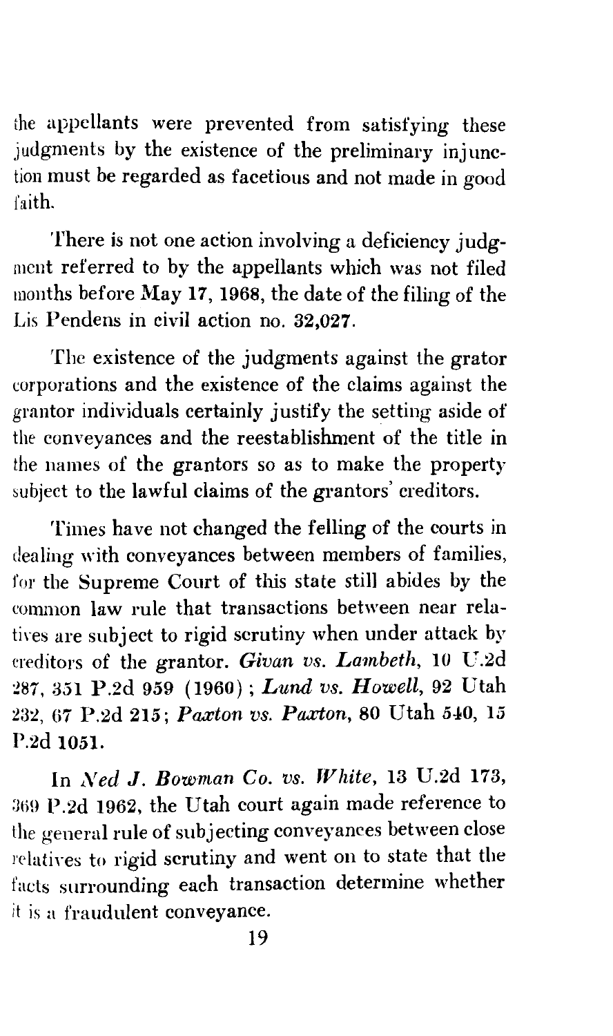the appellants were prevented from satisfying these judgments by the existence of the preliminary injunction must be regarded as facetious and not made in good faith.

There is not one action involving a deficiency judgment referred to by the appellants which was not filed months before May 17, 1968, the date of the filing of the Lis Pendens in civil action no. 32,027.

The existence of the judgments against the grator corporations and the existence of the claims against the grantor individuals certainly justify the setting aside of the conveyances and the reestablishment of the title in the names of the grantors so as to make the property subject to the lawful claims of the grantors' creditors.

Times have not changed the felling of the courts in dealing with conveyances between members of families, for the Supreme Court of this state still abides by the common law rule that transactions between near relatives are subject to rigid scrutiny when under attack by creditors of the grantor. *Givan vs. Lambeth*, 10 U.2d 287, 351 P.2d 959 (1960); *Lund vs. Howell*, 92 Utah 232, 67 P.2d 215; *Paxton vs. Paxton*, 80 Utah 540, 15 P.2d 1051.

In *Ned J. Bowman Co. vs. White*, 13 U.2d 173, 369 P.2d 1962, the Utah court again made reference to the general rule of subjecting conveyances between close relatives to rigid scrutiny and went on to state that the facts surrounding each transaction determine whether it is a fraudulent conveyance.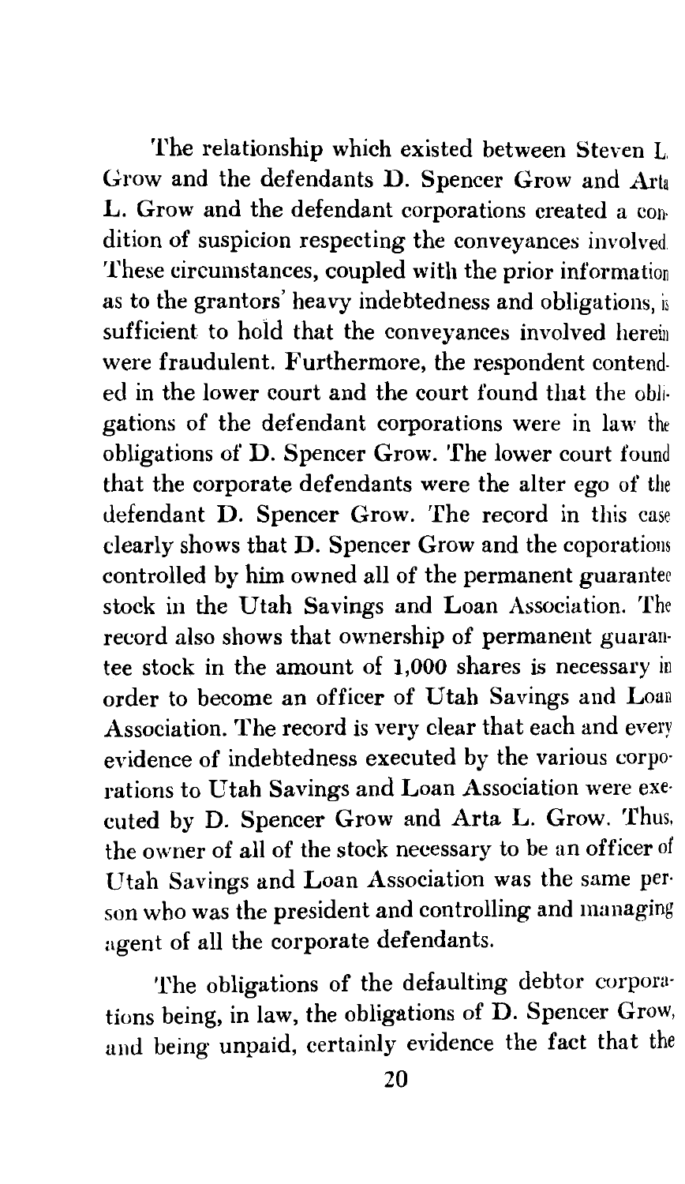The relationship which existed between Steven L. Grow and the defendants D. Spencer Grow and Arta L. Grow and the defendant corporations created a condition of suspicion respecting the conveyances involved. These circumstances, coupled with the prior information as to the grantors' heavy indebtedness and obligations, is sufficient to hold that the conveyances involved herein were fraudulent. Furthermore, the respondent contended in the lower court and the court found that the obligations of the defendant corporations were in law the obligations of D. Spencer Grow. The lower court found that the corporate defendants were the alter ego of the defendant D. Spencer Grow. The record in this case clearly shows that D. Spencer Grow and the coporations controlled by him owned all of the permanent guarantee stock in the Utah Savings and Loan Association. The record also shows that ownership of permanent guarantee stock in the amount of 1,000 shares is necessary in order to become an officer of Utah Savings and Loan Association. The record is very clear that each and every evidence of indebtedness executed by the various corporations to Utah Savings and Loan Association were executed by D. Spencer Grow and Arta L. Grow. Thus, the owner of all of the stock necessary to be an officer of Utah Savings and Loan Association was the same person who was the president and controlling and managing agent of all the corporate defendants.

The obligations of the defaulting debtor corporations being, in law, the obligations of D. Spencer Grow, and being unpaid, certainly evidence the fact that the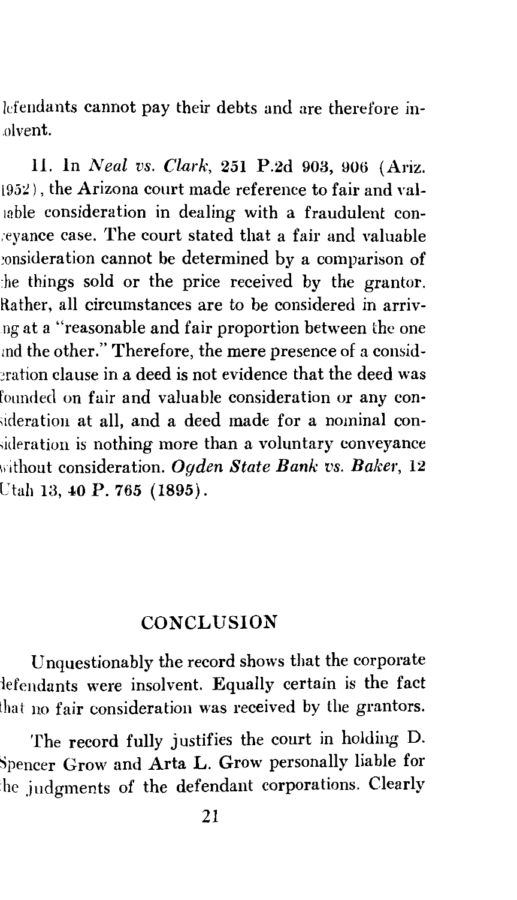defendants cannot pay their debts and are therefore insolvent.

11. In *Neal vs. Clark*, 251 P.2d 903, 906 (Ariz. 1952), the Arizona court made reference to fair and valuable consideration in dealing with a fraudulent conveyance case. The court stated that a fair and valuable consideration cannot be determined by a comparison of the things sold or the price received by the grantor. Rather, all circumstances are to be considered in arriving at a "reasonable and fair proportion between the one and the other." Therefore, the mere presence of a consideration clause in a deed is not evidence that the deed was founded on fair and valuable consideration or any consideration at all, and a deed made for a nominal consideration is nothing more than a voluntary conveyance without consideration. ***Ogden State Bank vs. Baker*, 12 Utah 13, 40 P. 765 (1895).**

## CONCLUSION

Unquestionably the record shows that the corporate defendants were insolvent. Equally certain is the fact that no fair consideration was received by the grantors.

The record fully justifies the court in holding D. Spencer Grow and Arta L. Grow personally liable for the judgments of the defendant corporations. Clearly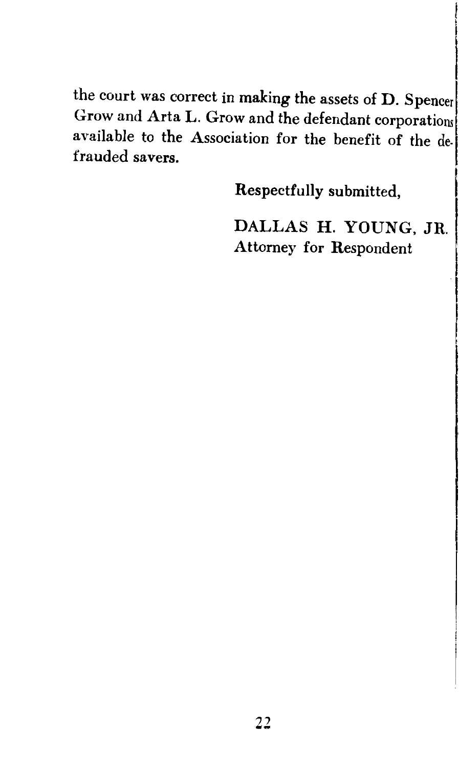the court was correct in making the assets of D. Spencer Grow and Arta L. Grow and the defendant corporations available to the Association for the benefit of the defrauded savers.

Respectfully submitted,

DALLAS H. YOUNG, JR.
Attorney for Respondent